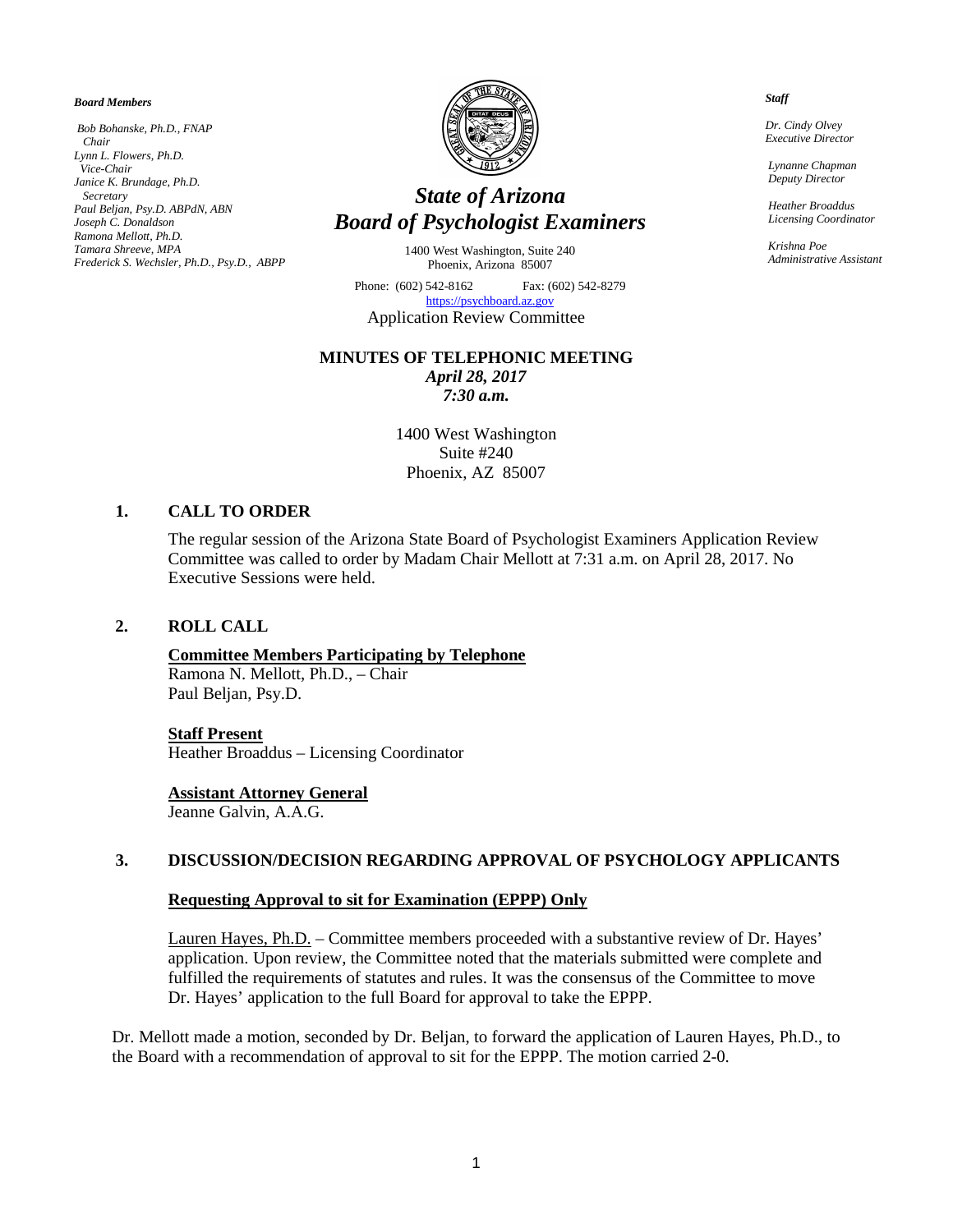*Board Members*

*Bob Bohanske, Ph.D., FNAP*
*Chair*
*Lynn L. Flowers, Ph.D.*
*Vice-Chair*
*Janice K. Brundage, Ph.D.*
*Secretary*
*Paul Beljan, Psy.D. ABPdN, ABN*
*Joseph C. Donaldson*
*Ramona Mellott, Ph.D.*
*Tamara Shreeve, MPA*
*Frederick S. Wechsler, Ph.D., Psy.D., ABPP*

# *State of Arizona*
# *Board of Psychologist Examiners*

1400 West Washington, Suite 240
Phoenix, Arizona 85007

Phone: (602) 542-8162 Fax: (602) 542-8279
https://psychboard.az.gov

*Staff*

*Dr. Cindy Olvey*
*Executive Director*

*Lynanne Chapman*
*Deputy Director*

*Heather Broaddus*
*Licensing Coordinator*

*Krishna Poe*
*Administrative Assistant*

Application Review Committee

**MINUTES OF TELEPHONIC MEETING**
***April 28, 2017***
***7:30 a.m.***

1400 West Washington
Suite #240
Phoenix, AZ 85007

## 1. CALL TO ORDER

The regular session of the Arizona State Board of Psychologist Examiners Application Review Committee was called to order by Madam Chair Mellott at 7:31 a.m. on April 28, 2017. No Executive Sessions were held.

## 2. ROLL CALL

**Committee Members Participating by Telephone**
Ramona N. Mellott, Ph.D., – Chair
Paul Beljan, Psy.D.

**Staff Present**
Heather Broaddus – Licensing Coordinator

**Assistant Attorney General**
Jeanne Galvin, A.A.G.

## 3. DISCUSSION/DECISION REGARDING APPROVAL OF PSYCHOLOGY APPLICANTS

**Requesting Approval to sit for Examination (EPPP) Only**

Lauren Hayes, Ph.D. – Committee members proceeded with a substantive review of Dr. Hayes' application. Upon review, the Committee noted that the materials submitted were complete and fulfilled the requirements of statutes and rules. It was the consensus of the Committee to move Dr. Hayes' application to the full Board for approval to take the EPPP.

Dr. Mellott made a motion, seconded by Dr. Beljan, to forward the application of Lauren Hayes, Ph.D., to the Board with a recommendation of approval to sit for the EPPP. The motion carried 2-0.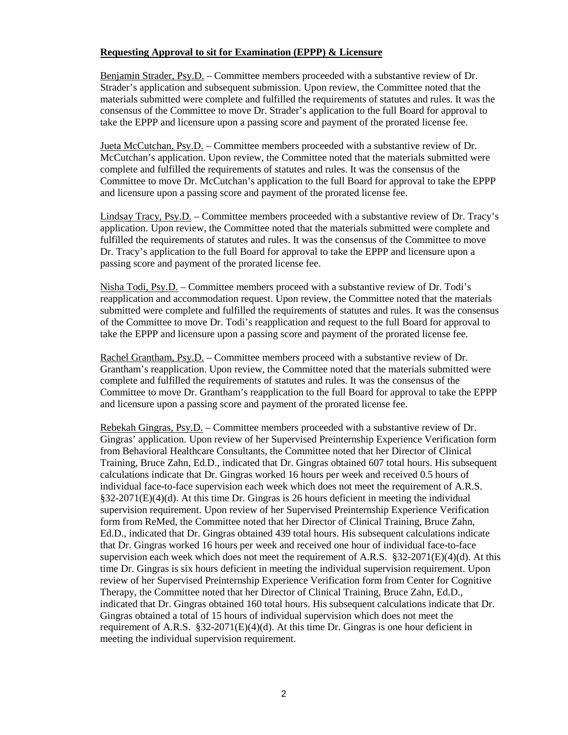**Requesting Approval to sit for Examination (EPPP) & Licensure**

Benjamin Strader, Psy.D. – Committee members proceeded with a substantive review of Dr. Strader's application and subsequent submission. Upon review, the Committee noted that the materials submitted were complete and fulfilled the requirements of statutes and rules. It was the consensus of the Committee to move Dr. Strader's application to the full Board for approval to take the EPPP and licensure upon a passing score and payment of the prorated license fee.

Jueta McCutchan, Psy.D. – Committee members proceeded with a substantive review of Dr. McCutchan's application. Upon review, the Committee noted that the materials submitted were complete and fulfilled the requirements of statutes and rules. It was the consensus of the Committee to move Dr. McCutchan's application to the full Board for approval to take the EPPP and licensure upon a passing score and payment of the prorated license fee.

Lindsay Tracy, Psy.D. – Committee members proceeded with a substantive review of Dr. Tracy's application. Upon review, the Committee noted that the materials submitted were complete and fulfilled the requirements of statutes and rules. It was the consensus of the Committee to move Dr. Tracy's application to the full Board for approval to take the EPPP and licensure upon a passing score and payment of the prorated license fee.

Nisha Todi, Psy.D. – Committee members proceed with a substantive review of Dr. Todi's reapplication and accommodation request. Upon review, the Committee noted that the materials submitted were complete and fulfilled the requirements of statutes and rules. It was the consensus of the Committee to move Dr. Todi's reapplication and request to the full Board for approval to take the EPPP and licensure upon a passing score and payment of the prorated license fee.

Rachel Grantham, Psy.D. – Committee members proceed with a substantive review of Dr. Grantham's reapplication. Upon review, the Committee noted that the materials submitted were complete and fulfilled the requirements of statutes and rules. It was the consensus of the Committee to move Dr. Grantham's reapplication to the full Board for approval to take the EPPP and licensure upon a passing score and payment of the prorated license fee.

Rebekah Gingras, Psy.D. – Committee members proceeded with a substantive review of Dr. Gingras' application. Upon review of her Supervised Preinternship Experience Verification form from Behavioral Healthcare Consultants, the Committee noted that her Director of Clinical Training, Bruce Zahn, Ed.D., indicated that Dr. Gingras obtained 607 total hours. His subsequent calculations indicate that Dr. Gingras worked 16 hours per week and received 0.5 hours of individual face-to-face supervision each week which does not meet the requirement of A.R.S. §32-2071(E)(4)(d). At this time Dr. Gingras is 26 hours deficient in meeting the individual supervision requirement. Upon review of her Supervised Preinternship Experience Verification form from ReMed, the Committee noted that her Director of Clinical Training, Bruce Zahn, Ed.D., indicated that Dr. Gingras obtained 439 total hours. His subsequent calculations indicate that Dr. Gingras worked 16 hours per week and received one hour of individual face-to-face supervision each week which does not meet the requirement of A.R.S. §32-2071(E)(4)(d). At this time Dr. Gingras is six hours deficient in meeting the individual supervision requirement. Upon review of her Supervised Preinternship Experience Verification form from Center for Cognitive Therapy, the Committee noted that her Director of Clinical Training, Bruce Zahn, Ed.D., indicated that Dr. Gingras obtained 160 total hours. His subsequent calculations indicate that Dr. Gingras obtained a total of 15 hours of individual supervision which does not meet the requirement of A.R.S. §32-2071(E)(4)(d). At this time Dr. Gingras is one hour deficient in meeting the individual supervision requirement.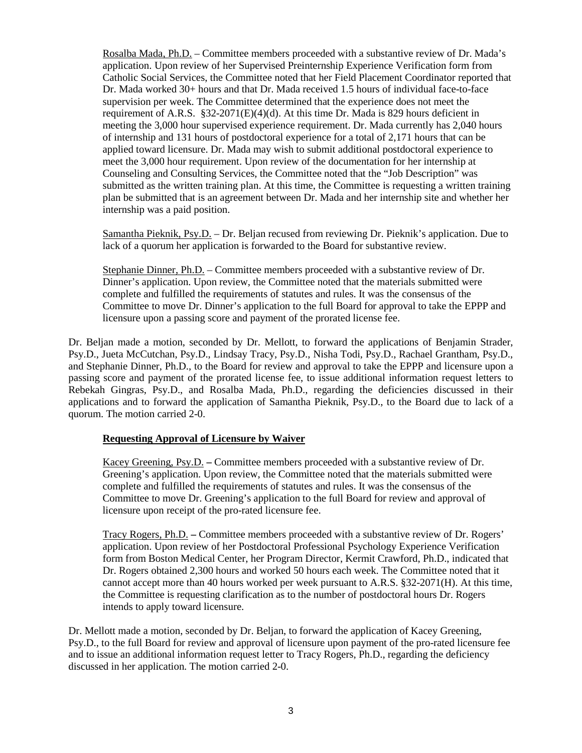Rosalba Mada, Ph.D. – Committee members proceeded with a substantive review of Dr. Mada's application. Upon review of her Supervised Preinternship Experience Verification form from Catholic Social Services, the Committee noted that her Field Placement Coordinator reported that Dr. Mada worked 30+ hours and that Dr. Mada received 1.5 hours of individual face-to-face supervision per week. The Committee determined that the experience does not meet the requirement of A.R.S. §32-2071(E)(4)(d). At this time Dr. Mada is 829 hours deficient in meeting the 3,000 hour supervised experience requirement. Dr. Mada currently has 2,040 hours of internship and 131 hours of postdoctoral experience for a total of 2,171 hours that can be applied toward licensure. Dr. Mada may wish to submit additional postdoctoral experience to meet the 3,000 hour requirement. Upon review of the documentation for her internship at Counseling and Consulting Services, the Committee noted that the "Job Description" was submitted as the written training plan. At this time, the Committee is requesting a written training plan be submitted that is an agreement between Dr. Mada and her internship site and whether her internship was a paid position.

Samantha Pieknik, Psy.D. – Dr. Beljan recused from reviewing Dr. Pieknik's application. Due to lack of a quorum her application is forwarded to the Board for substantive review.

Stephanie Dinner, Ph.D. – Committee members proceeded with a substantive review of Dr. Dinner's application. Upon review, the Committee noted that the materials submitted were complete and fulfilled the requirements of statutes and rules. It was the consensus of the Committee to move Dr. Dinner's application to the full Board for approval to take the EPPP and licensure upon a passing score and payment of the prorated license fee.

Dr. Beljan made a motion, seconded by Dr. Mellott, to forward the applications of Benjamin Strader, Psy.D., Jueta McCutchan, Psy.D., Lindsay Tracy, Psy.D., Nisha Todi, Psy.D., Rachael Grantham, Psy.D., and Stephanie Dinner, Ph.D., to the Board for review and approval to take the EPPP and licensure upon a passing score and payment of the prorated license fee, to issue additional information request letters to Rebekah Gingras, Psy.D., and Rosalba Mada, Ph.D., regarding the deficiencies discussed in their applications and to forward the application of Samantha Pieknik, Psy.D., to the Board due to lack of a quorum. The motion carried 2-0.

**Requesting Approval of Licensure by Waiver**

Kacey Greening, Psy.D. **–** Committee members proceeded with a substantive review of Dr. Greening's application. Upon review, the Committee noted that the materials submitted were complete and fulfilled the requirements of statutes and rules. It was the consensus of the Committee to move Dr. Greening's application to the full Board for review and approval of licensure upon receipt of the pro-rated licensure fee.

Tracy Rogers, Ph.D. **–** Committee members proceeded with a substantive review of Dr. Rogers' application. Upon review of her Postdoctoral Professional Psychology Experience Verification form from Boston Medical Center, her Program Director, Kermit Crawford, Ph.D., indicated that Dr. Rogers obtained 2,300 hours and worked 50 hours each week. The Committee noted that it cannot accept more than 40 hours worked per week pursuant to A.R.S. §32-2071(H). At this time, the Committee is requesting clarification as to the number of postdoctoral hours Dr. Rogers intends to apply toward licensure.

Dr. Mellott made a motion, seconded by Dr. Beljan, to forward the application of Kacey Greening, Psy.D., to the full Board for review and approval of licensure upon payment of the pro-rated licensure fee and to issue an additional information request letter to Tracy Rogers, Ph.D., regarding the deficiency discussed in her application. The motion carried 2-0.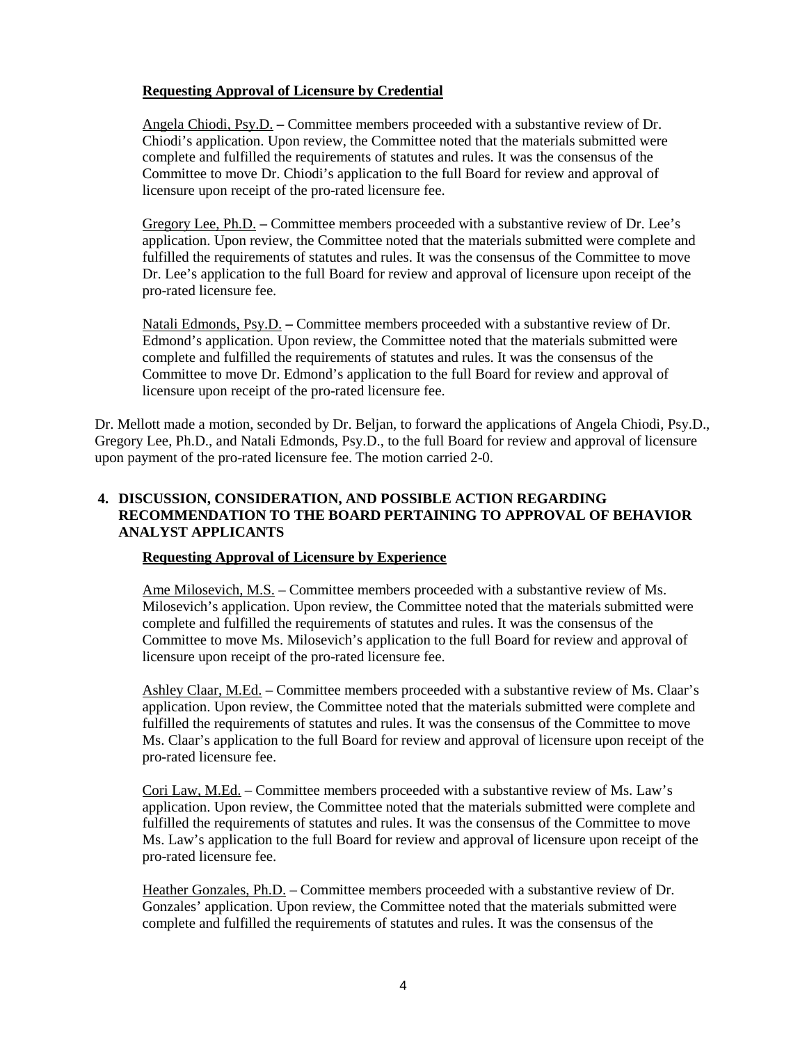**Requesting Approval of Licensure by Credential**

Angela Chiodi, Psy.D. **–** Committee members proceeded with a substantive review of Dr. Chiodi's application. Upon review, the Committee noted that the materials submitted were complete and fulfilled the requirements of statutes and rules. It was the consensus of the Committee to move Dr. Chiodi's application to the full Board for review and approval of licensure upon receipt of the pro-rated licensure fee.

Gregory Lee, Ph.D. **–** Committee members proceeded with a substantive review of Dr. Lee's application. Upon review, the Committee noted that the materials submitted were complete and fulfilled the requirements of statutes and rules. It was the consensus of the Committee to move Dr. Lee's application to the full Board for review and approval of licensure upon receipt of the pro-rated licensure fee.

Natali Edmonds, Psy.D. **–** Committee members proceeded with a substantive review of Dr. Edmond's application. Upon review, the Committee noted that the materials submitted were complete and fulfilled the requirements of statutes and rules. It was the consensus of the Committee to move Dr. Edmond's application to the full Board for review and approval of licensure upon receipt of the pro-rated licensure fee.

Dr. Mellott made a motion, seconded by Dr. Beljan, to forward the applications of Angela Chiodi, Psy.D., Gregory Lee, Ph.D., and Natali Edmonds, Psy.D., to the full Board for review and approval of licensure upon payment of the pro-rated licensure fee. The motion carried 2-0.

**4. DISCUSSION, CONSIDERATION, AND POSSIBLE ACTION REGARDING RECOMMENDATION TO THE BOARD PERTAINING TO APPROVAL OF BEHAVIOR ANALYST APPLICANTS**

**Requesting Approval of Licensure by Experience**

Ame Milosevich, M.S. – Committee members proceeded with a substantive review of Ms. Milosevich's application. Upon review, the Committee noted that the materials submitted were complete and fulfilled the requirements of statutes and rules. It was the consensus of the Committee to move Ms. Milosevich's application to the full Board for review and approval of licensure upon receipt of the pro-rated licensure fee.

Ashley Claar, M.Ed. – Committee members proceeded with a substantive review of Ms. Claar's application. Upon review, the Committee noted that the materials submitted were complete and fulfilled the requirements of statutes and rules. It was the consensus of the Committee to move Ms. Claar's application to the full Board for review and approval of licensure upon receipt of the pro-rated licensure fee.

Cori Law, M.Ed. – Committee members proceeded with a substantive review of Ms. Law's application. Upon review, the Committee noted that the materials submitted were complete and fulfilled the requirements of statutes and rules. It was the consensus of the Committee to move Ms. Law's application to the full Board for review and approval of licensure upon receipt of the pro-rated licensure fee.

Heather Gonzales, Ph.D. – Committee members proceeded with a substantive review of Dr. Gonzales' application. Upon review, the Committee noted that the materials submitted were complete and fulfilled the requirements of statutes and rules. It was the consensus of the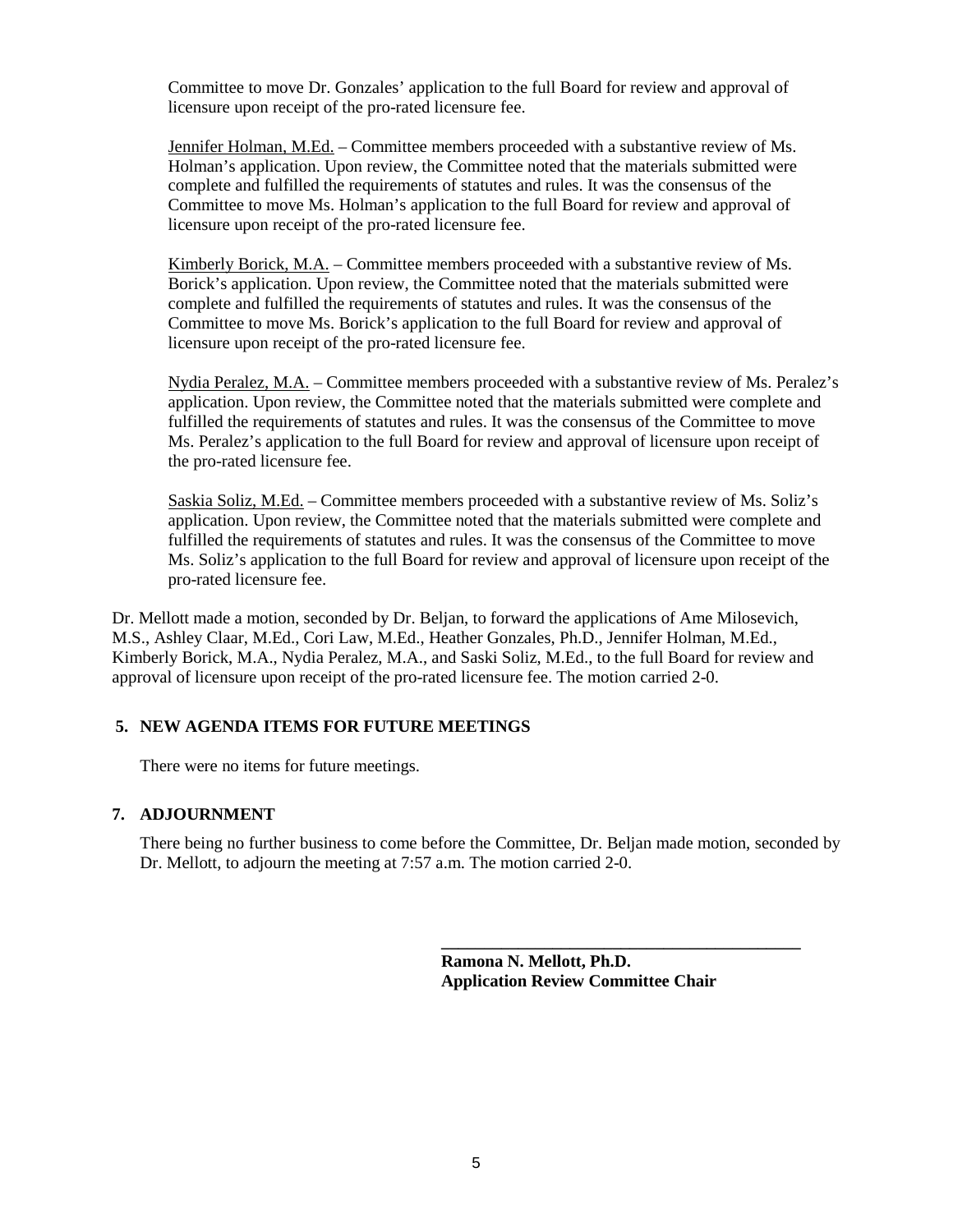Committee to move Dr. Gonzales' application to the full Board for review and approval of licensure upon receipt of the pro-rated licensure fee.

Jennifer Holman, M.Ed. – Committee members proceeded with a substantive review of Ms. Holman's application. Upon review, the Committee noted that the materials submitted were complete and fulfilled the requirements of statutes and rules. It was the consensus of the Committee to move Ms. Holman's application to the full Board for review and approval of licensure upon receipt of the pro-rated licensure fee.

Kimberly Borick, M.A. – Committee members proceeded with a substantive review of Ms. Borick's application. Upon review, the Committee noted that the materials submitted were complete and fulfilled the requirements of statutes and rules. It was the consensus of the Committee to move Ms. Borick's application to the full Board for review and approval of licensure upon receipt of the pro-rated licensure fee.

Nydia Peralez, M.A. – Committee members proceeded with a substantive review of Ms. Peralez's application. Upon review, the Committee noted that the materials submitted were complete and fulfilled the requirements of statutes and rules. It was the consensus of the Committee to move Ms. Peralez's application to the full Board for review and approval of licensure upon receipt of the pro-rated licensure fee.

Saskia Soliz, M.Ed. – Committee members proceeded with a substantive review of Ms. Soliz's application. Upon review, the Committee noted that the materials submitted were complete and fulfilled the requirements of statutes and rules. It was the consensus of the Committee to move Ms. Soliz's application to the full Board for review and approval of licensure upon receipt of the pro-rated licensure fee.

Dr. Mellott made a motion, seconded by Dr. Beljan, to forward the applications of Ame Milosevich, M.S., Ashley Claar, M.Ed., Cori Law, M.Ed., Heather Gonzales, Ph.D., Jennifer Holman, M.Ed., Kimberly Borick, M.A., Nydia Peralez, M.A., and Saski Soliz, M.Ed., to the full Board for review and approval of licensure upon receipt of the pro-rated licensure fee. The motion carried 2-0.

## 5. NEW AGENDA ITEMS FOR FUTURE MEETINGS

There were no items for future meetings.

## 7. ADJOURNMENT

There being no further business to come before the Committee, Dr. Beljan made motion, seconded by Dr. Mellott, to adjourn the meeting at 7:57 a.m. The motion carried 2-0.

\_\_\_\_\_\_\_\_\_\_\_\_\_\_\_\_\_\_\_\_\_\_\_\_\_\_\_\_\_\_\_\_\_\_\_\_\_\_\_\_\_\_\_\_

**Ramona N. Mellott, Ph.D.**
**Application Review Committee Chair**